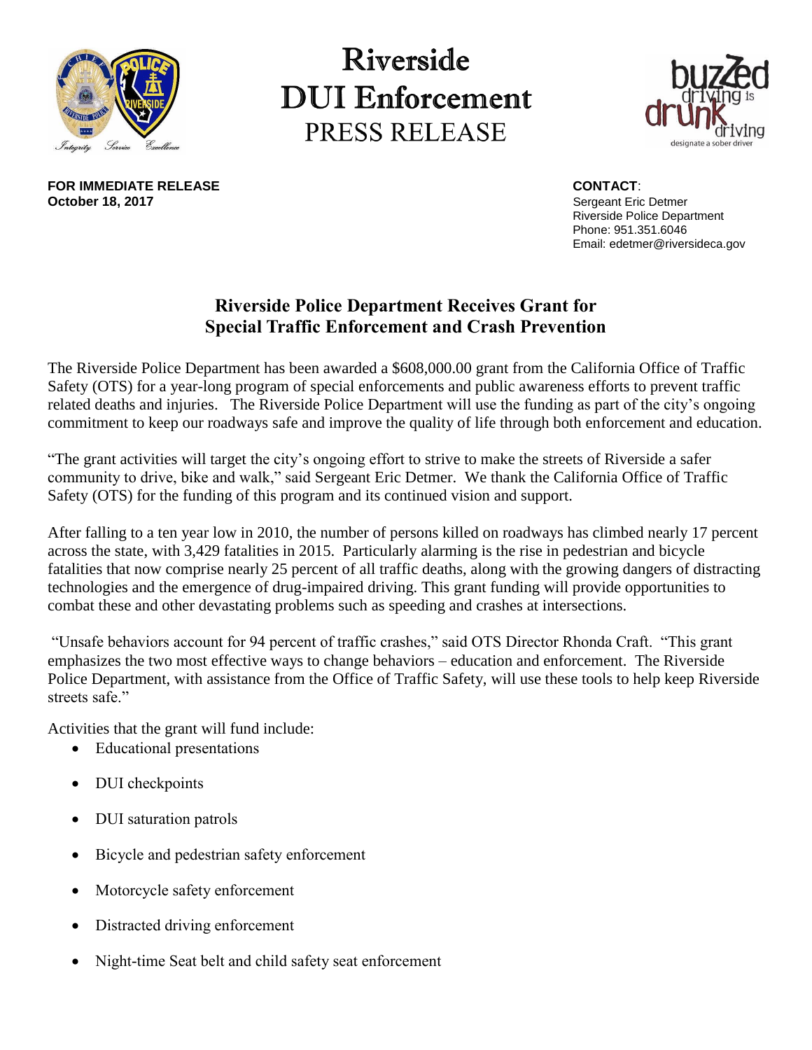# Riverside DUI Enforcement PRESS RELEASE

**FOR IMMEDIATE RELEASE**
**October 18, 2017**

**CONTACT**:
Sergeant Eric Detmer
Riverside Police Department
Phone: 951.351.6046
Email: edetmer@riversideca.gov

## Riverside Police Department Receives Grant for Special Traffic Enforcement and Crash Prevention

The Riverside Police Department has been awarded a $608,000.00 grant from the California Office of Traffic Safety (OTS) for a year-long program of special enforcements and public awareness efforts to prevent traffic related deaths and injuries. The Riverside Police Department will use the funding as part of the city's ongoing commitment to keep our roadways safe and improve the quality of life through both enforcement and education.

"The grant activities will target the city's ongoing effort to strive to make the streets of Riverside a safer community to drive, bike and walk," said Sergeant Eric Detmer. We thank the California Office of Traffic Safety (OTS) for the funding of this program and its continued vision and support.

After falling to a ten year low in 2010, the number of persons killed on roadways has climbed nearly 17 percent across the state, with 3,429 fatalities in 2015. Particularly alarming is the rise in pedestrian and bicycle fatalities that now comprise nearly 25 percent of all traffic deaths, along with the growing dangers of distracting technologies and the emergence of drug-impaired driving. This grant funding will provide opportunities to combat these and other devastating problems such as speeding and crashes at intersections.

"Unsafe behaviors account for 94 percent of traffic crashes," said OTS Director Rhonda Craft. "This grant emphasizes the two most effective ways to change behaviors – education and enforcement. The Riverside Police Department, with assistance from the Office of Traffic Safety, will use these tools to help keep Riverside streets safe."

Activities that the grant will fund include:

- Educational presentations
- DUI checkpoints
- DUI saturation patrols
- Bicycle and pedestrian safety enforcement
- Motorcycle safety enforcement
- Distracted driving enforcement
- Night-time Seat belt and child safety seat enforcement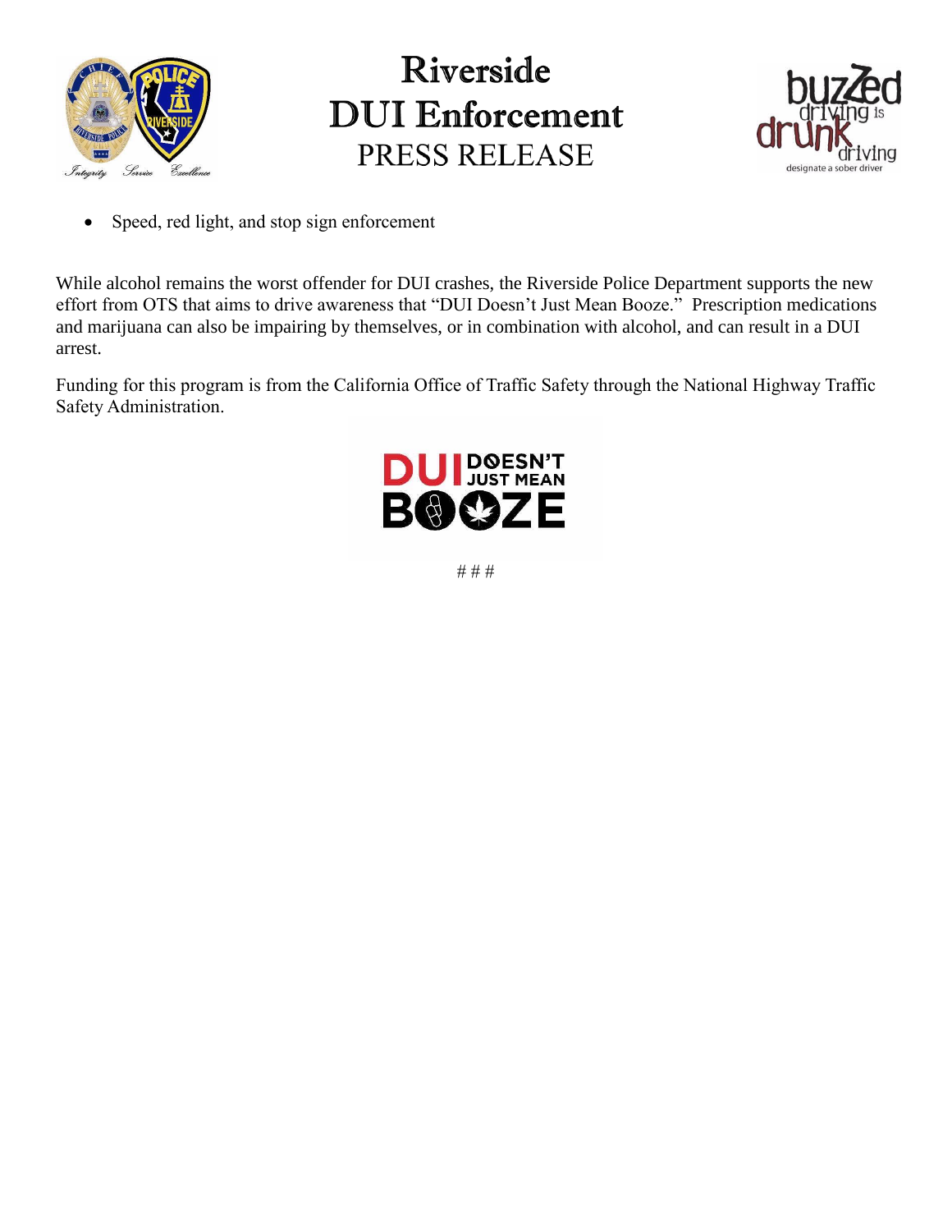- Speed, red light, and stop sign enforcement

While alcohol remains the worst offender for DUI crashes, the Riverside Police Department supports the new effort from OTS that aims to drive awareness that "DUI Doesn't Just Mean Booze." Prescription medications and marijuana can also be impairing by themselves, or in combination with alcohol, and can result in a DUI arrest.

Funding for this program is from the California Office of Traffic Safety through the National Highway Traffic Safety Administration.

# # #